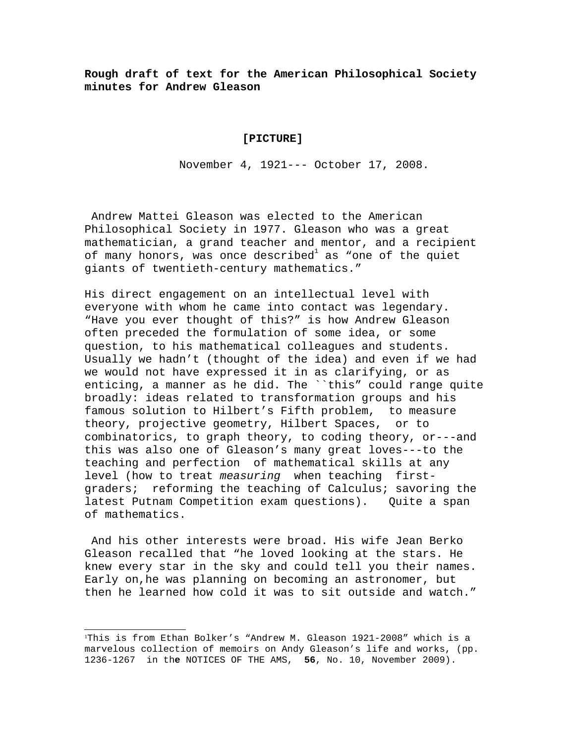**Rough draft of text for the American Philosophical Society minutes for Andrew Gleason**

**[PICTURE]**

November 4, 1921--- October 17, 2008.

Andrew Mattei Gleason was elected to the American Philosophical Society in 1977. Gleason who was a great mathematician, a grand teacher and mentor, and a recipient of many honors, was once described[1] as "one of the quiet giants of twentieth-century mathematics."

His direct engagement on an intellectual level with everyone with whom he came into contact was legendary. "Have you ever thought of this?" is how Andrew Gleason often preceded the formulation of some idea, or some question, to his mathematical colleagues and students. Usually we hadn't (thought of the idea) and even if we had we would not have expressed it in as clarifying, or as enticing, a manner as he did. The ``this" could range quite broadly: ideas related to transformation groups and his famous solution to Hilbert's Fifth problem, to measure theory, projective geometry, Hilbert Spaces, or to combinatorics, to graph theory, to coding theory, or---and this was also one of Gleason's many great loves---to the teaching and perfection of mathematical skills at any level (how to treat *measuring* when teaching first-graders; reforming the teaching of Calculus; savoring the latest Putnam Competition exam questions). Quite a span of mathematics.

And his other interests were broad. His wife Jean Berko Gleason recalled that "he loved looking at the stars. He knew every star in the sky and could tell you their names. Early on,he was planning on becoming an astronomer, but then he learned how cold it was to sit outside and watch."

---

[1] This is from Ethan Bolker's "Andrew M. Gleason 1921-2008" which is a marvelous collection of memoirs on Andy Gleason's life and works, (pp. 1236-1267 in the NOTICES OF THE AMS, **56**, No. 10, November 2009).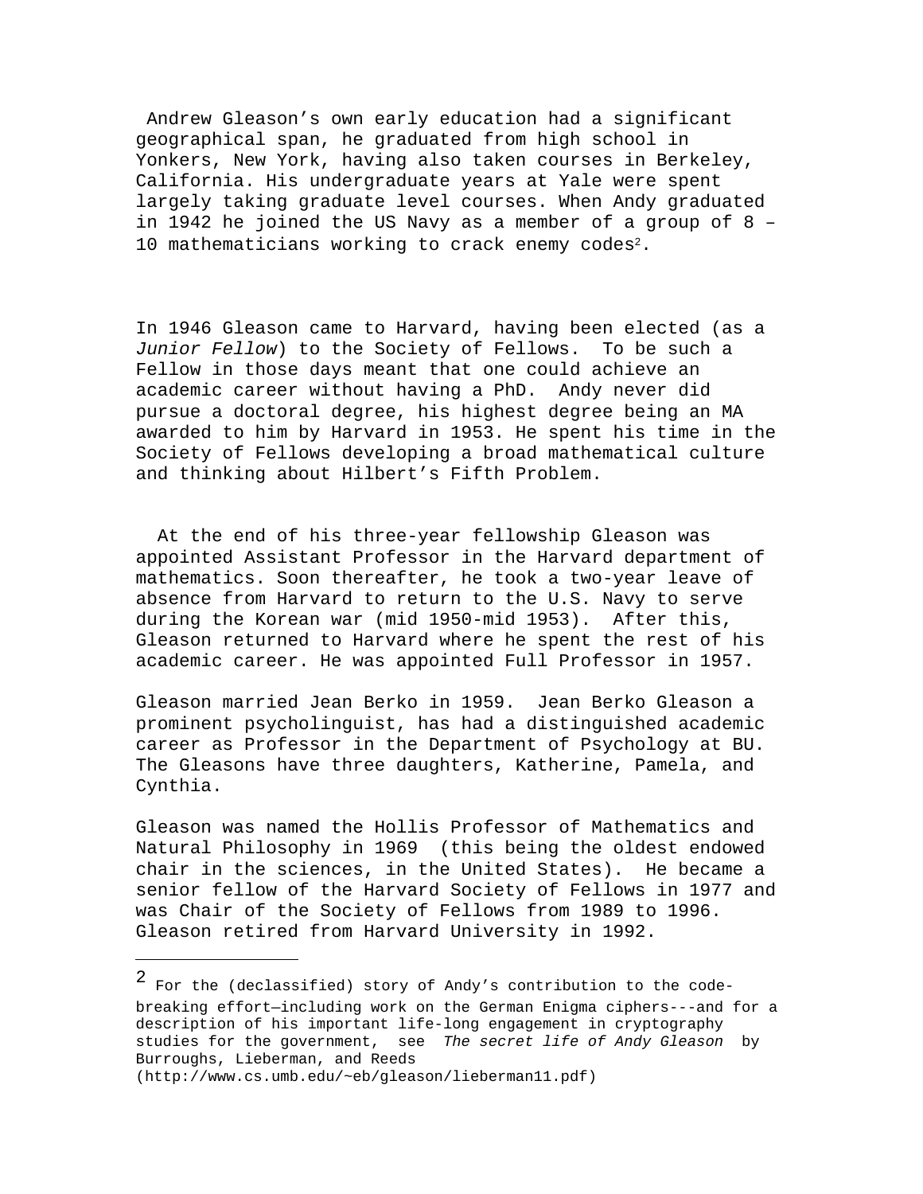Andrew Gleason’s own early education had a significant geographical span, he graduated from high school in Yonkers, New York, having also taken courses in Berkeley, California. His undergraduate years at Yale were spent largely taking graduate level courses. When Andy graduated in 1942 he joined the US Navy as a member of a group of 8 – 10 mathematicians working to crack enemy codes[2].

In 1946 Gleason came to Harvard, having been elected (as a *Junior Fellow*) to the Society of Fellows. To be such a Fellow in those days meant that one could achieve an academic career without having a PhD. Andy never did pursue a doctoral degree, his highest degree being an MA awarded to him by Harvard in 1953. He spent his time in the Society of Fellows developing a broad mathematical culture and thinking about Hilbert’s Fifth Problem.

At the end of his three-year fellowship Gleason was appointed Assistant Professor in the Harvard department of mathematics. Soon thereafter, he took a two-year leave of absence from Harvard to return to the U.S. Navy to serve during the Korean war (mid 1950-mid 1953). After this, Gleason returned to Harvard where he spent the rest of his academic career. He was appointed Full Professor in 1957.

Gleason married Jean Berko in 1959. Jean Berko Gleason a prominent psycholinguist, has had a distinguished academic career as Professor in the Department of Psychology at BU. The Gleasons have three daughters, Katherine, Pamela, and Cynthia.

Gleason was named the Hollis Professor of Mathematics and Natural Philosophy in 1969 (this being the oldest endowed chair in the sciences, in the United States). He became a senior fellow of the Harvard Society of Fellows in 1977 and was Chair of the Society of Fellows from 1989 to 1996. Gleason retired from Harvard University in 1992.

---

[2] For the (declassified) story of Andy’s contribution to the code-breaking effort—including work on the German Enigma ciphers---and for a description of his important life-long engagement in cryptography studies for the government, see *The secret life of Andy Gleason* by Burroughs, Lieberman, and Reeds (http://www.cs.umb.edu/~eb/gleason/lieberman11.pdf)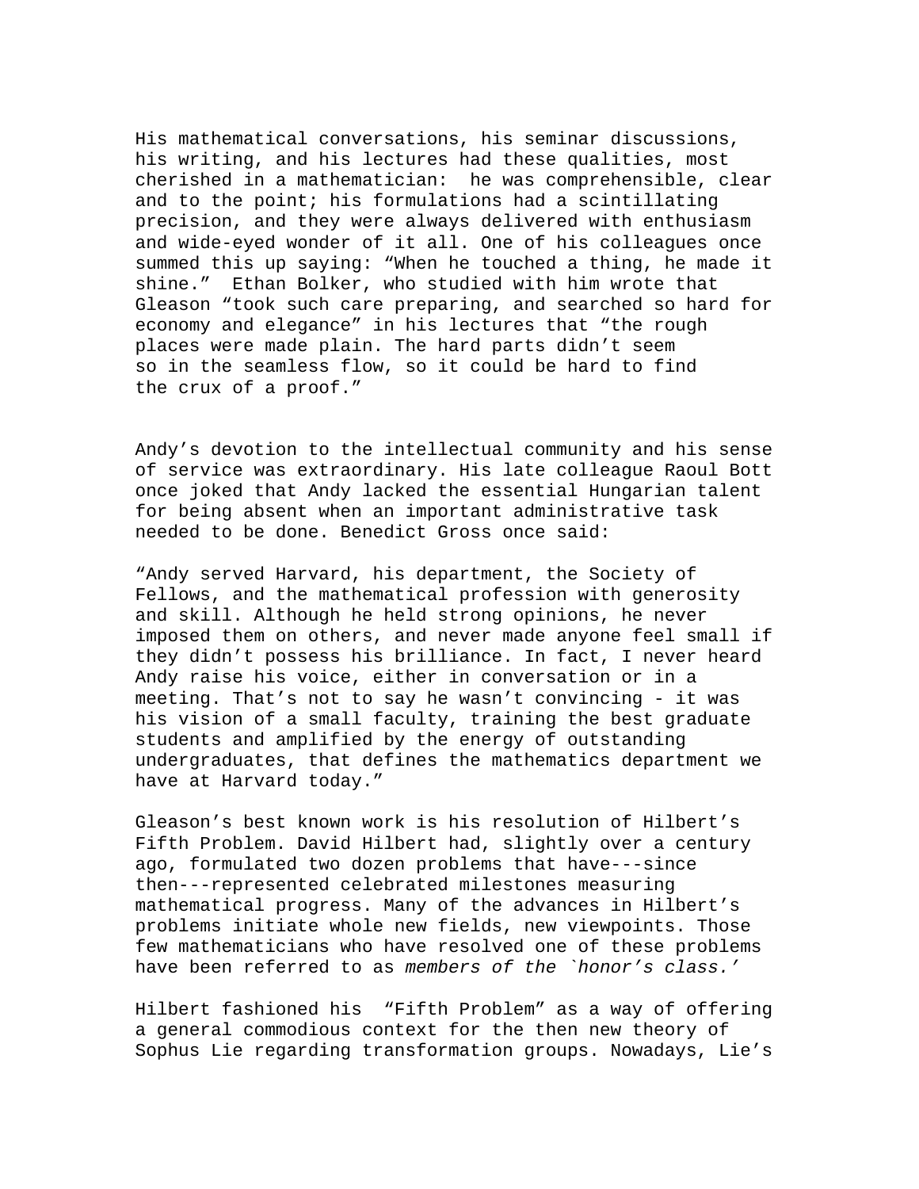His mathematical conversations, his seminar discussions, his writing, and his lectures had these qualities, most cherished in a mathematician: he was comprehensible, clear and to the point; his formulations had a scintillating precision, and they were always delivered with enthusiasm and wide-eyed wonder of it all. One of his colleagues once summed this up saying: "When he touched a thing, he made it shine." Ethan Bolker, who studied with him wrote that Gleason "took such care preparing, and searched so hard for economy and elegance" in his lectures that "the rough places were made plain. The hard parts didn't seem so in the seamless flow, so it could be hard to find the crux of a proof."

Andy's devotion to the intellectual community and his sense of service was extraordinary. His late colleague Raoul Bott once joked that Andy lacked the essential Hungarian talent for being absent when an important administrative task needed to be done. Benedict Gross once said:

"Andy served Harvard, his department, the Society of Fellows, and the mathematical profession with generosity and skill. Although he held strong opinions, he never imposed them on others, and never made anyone feel small if they didn't possess his brilliance. In fact, I never heard Andy raise his voice, either in conversation or in a meeting. That's not to say he wasn't convincing - it was his vision of a small faculty, training the best graduate students and amplified by the energy of outstanding undergraduates, that defines the mathematics department we have at Harvard today."

Gleason's best known work is his resolution of Hilbert's Fifth Problem. David Hilbert had, slightly over a century ago, formulated two dozen problems that have---since then---represented celebrated milestones measuring mathematical progress. Many of the advances in Hilbert's problems initiate whole new fields, new viewpoints. Those few mathematicians who have resolved one of these problems have been referred to as *members of the `honor's class.'*

Hilbert fashioned his "Fifth Problem" as a way of offering a general commodious context for the then new theory of Sophus Lie regarding transformation groups. Nowadays, Lie's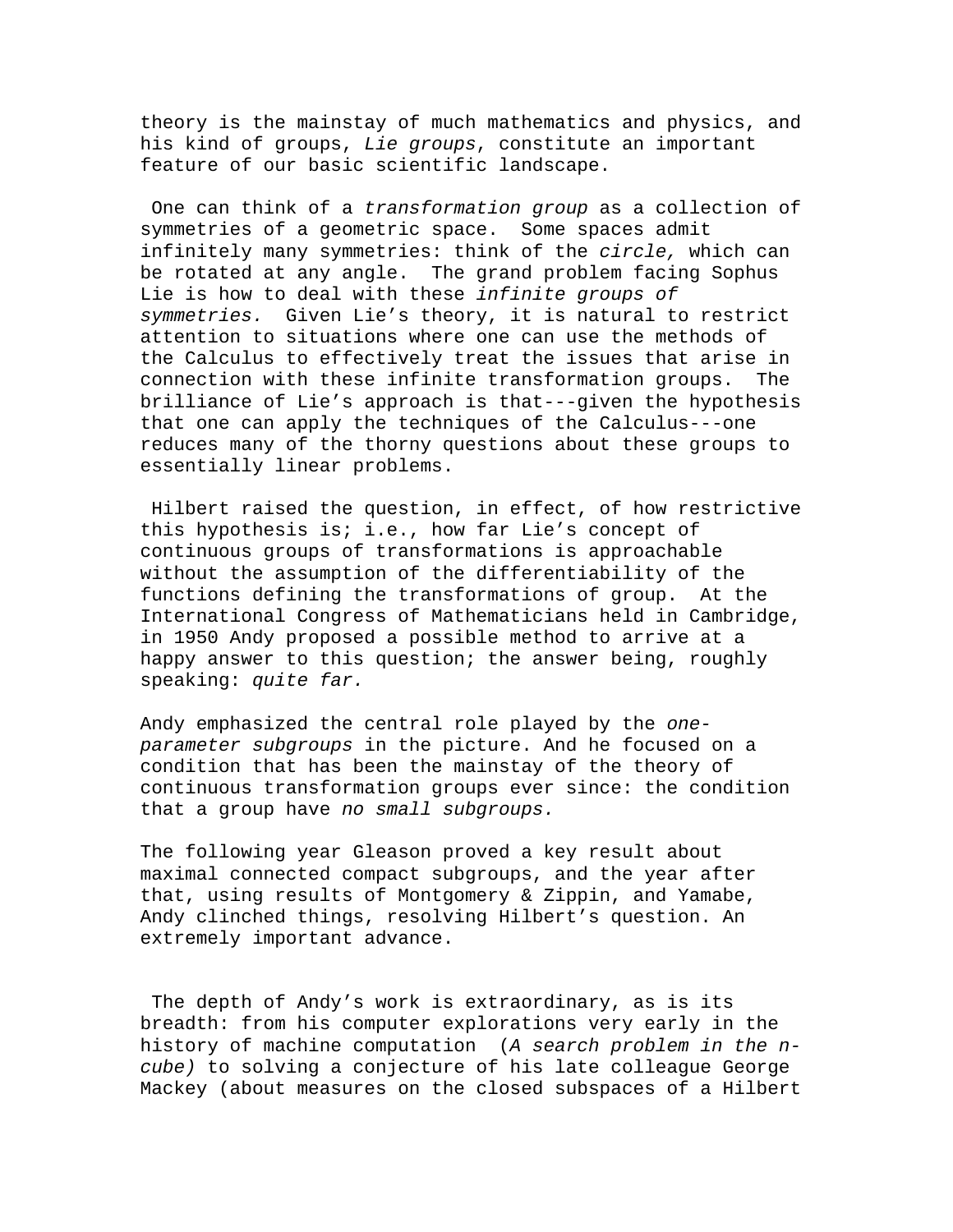theory is the mainstay of much mathematics and physics, and his kind of groups, *Lie groups*, constitute an important feature of our basic scientific landscape.

One can think of a *transformation group* as a collection of symmetries of a geometric space. Some spaces admit infinitely many symmetries: think of the *circle,* which can be rotated at any angle. The grand problem facing Sophus Lie is how to deal with these *infinite groups of symmetries.* Given Lie's theory, it is natural to restrict attention to situations where one can use the methods of the Calculus to effectively treat the issues that arise in connection with these infinite transformation groups. The brilliance of Lie's approach is that---given the hypothesis that one can apply the techniques of the Calculus---one reduces many of the thorny questions about these groups to essentially linear problems.

Hilbert raised the question, in effect, of how restrictive this hypothesis is; i.e., how far Lie's concept of continuous groups of transformations is approachable without the assumption of the differentiability of the functions defining the transformations of group. At the International Congress of Mathematicians held in Cambridge, in 1950 Andy proposed a possible method to arrive at a happy answer to this question; the answer being, roughly speaking: *quite far.*

Andy emphasized the central role played by the *one-parameter subgroups* in the picture. And he focused on a condition that has been the mainstay of the theory of continuous transformation groups ever since: the condition that a group have *no small subgroups.*

The following year Gleason proved a key result about maximal connected compact subgroups, and the year after that, using results of Montgomery & Zippin, and Yamabe, Andy clinched things, resolving Hilbert's question. An extremely important advance.

The depth of Andy's work is extraordinary, as is its breadth: from his computer explorations very early in the history of machine computation (*A search problem in the n-cube)* to solving a conjecture of his late colleague George Mackey (about measures on the closed subspaces of a Hilbert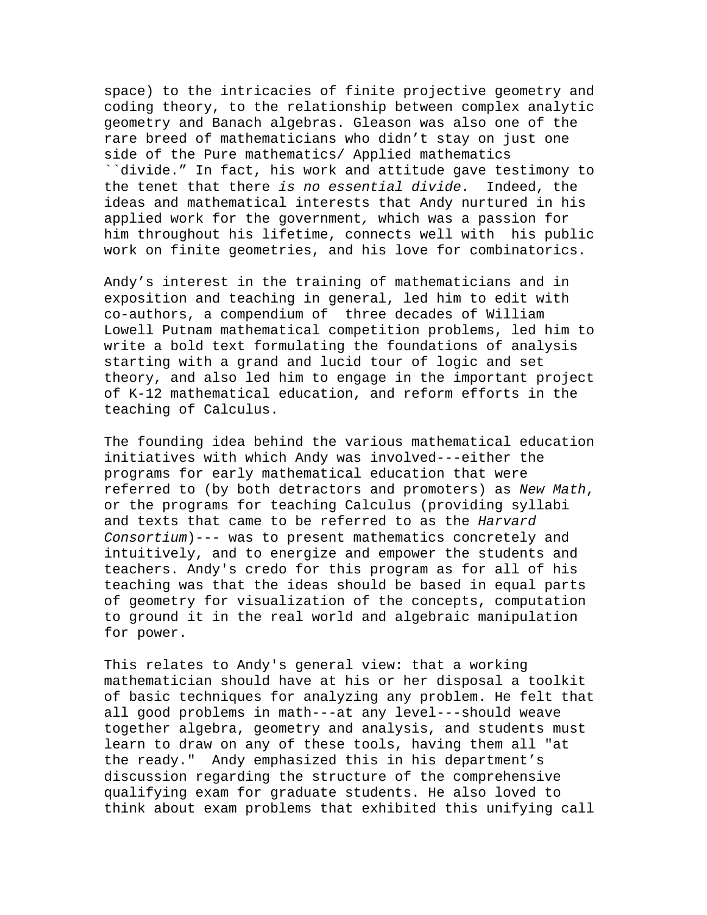space) to the intricacies of finite projective geometry and coding theory, to the relationship between complex analytic geometry and Banach algebras. Gleason was also one of the rare breed of mathematicians who didn't stay on just one side of the Pure mathematics/ Applied mathematics ``divide." In fact, his work and attitude gave testimony to the tenet that there *is no essential divide.* Indeed, the ideas and mathematical interests that Andy nurtured in his applied work for the government, which was a passion for him throughout his lifetime, connects well with his public work on finite geometries, and his love for combinatorics.

Andy's interest in the training of mathematicians and in exposition and teaching in general, led him to edit with co-authors, a compendium of three decades of William Lowell Putnam mathematical competition problems, led him to write a bold text formulating the foundations of analysis starting with a grand and lucid tour of logic and set theory, and also led him to engage in the important project of K-12 mathematical education, and reform efforts in the teaching of Calculus.

The founding idea behind the various mathematical education initiatives with which Andy was involved---either the programs for early mathematical education that were referred to (by both detractors and promoters) as *New Math*, or the programs for teaching Calculus (providing syllabi and texts that came to be referred to as the *Harvard Consortium*)--- was to present mathematics concretely and intuitively, and to energize and empower the students and teachers. Andy's credo for this program as for all of his teaching was that the ideas should be based in equal parts of geometry for visualization of the concepts, computation to ground it in the real world and algebraic manipulation for power.

This relates to Andy's general view: that a working mathematician should have at his or her disposal a toolkit of basic techniques for analyzing any problem. He felt that all good problems in math---at any level---should weave together algebra, geometry and analysis, and students must learn to draw on any of these tools, having them all "at the ready." Andy emphasized this in his department's discussion regarding the structure of the comprehensive qualifying exam for graduate students. He also loved to think about exam problems that exhibited this unifying call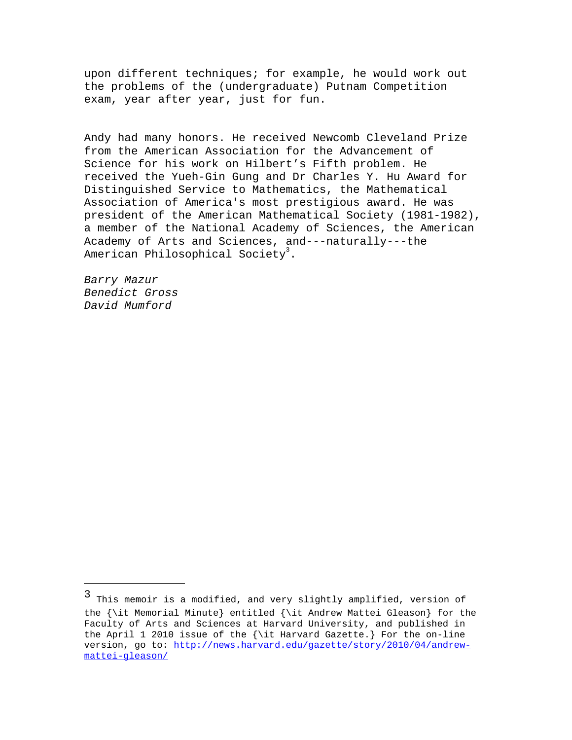upon different techniques; for example, he would work out the problems of the (undergraduate) Putnam Competition exam, year after year, just for fun.

Andy had many honors. He received Newcomb Cleveland Prize from the American Association for the Advancement of Science for his work on Hilbert's Fifth problem. He received the Yueh-Gin Gung and Dr Charles Y. Hu Award for Distinguished Service to Mathematics, the Mathematical Association of America's most prestigious award. He was president of the American Mathematical Society (1981-1982), a member of the National Academy of Sciences, the American Academy of Arts and Sciences, and---naturally---the American Philosophical Society[3].

*Barry Mazur*
*Benedict Gross*
*David Mumford*

---

3 This memoir is a modified, and very slightly amplified, version of the {\it Memorial Minute} entitled {\it Andrew Mattei Gleason} for the Faculty of Arts and Sciences at Harvard University, and published in the April 1 2010 issue of the {\it Harvard Gazette.} For the on-line version, go to: http://news.harvard.edu/gazette/story/2010/04/andrew-mattei-gleason/